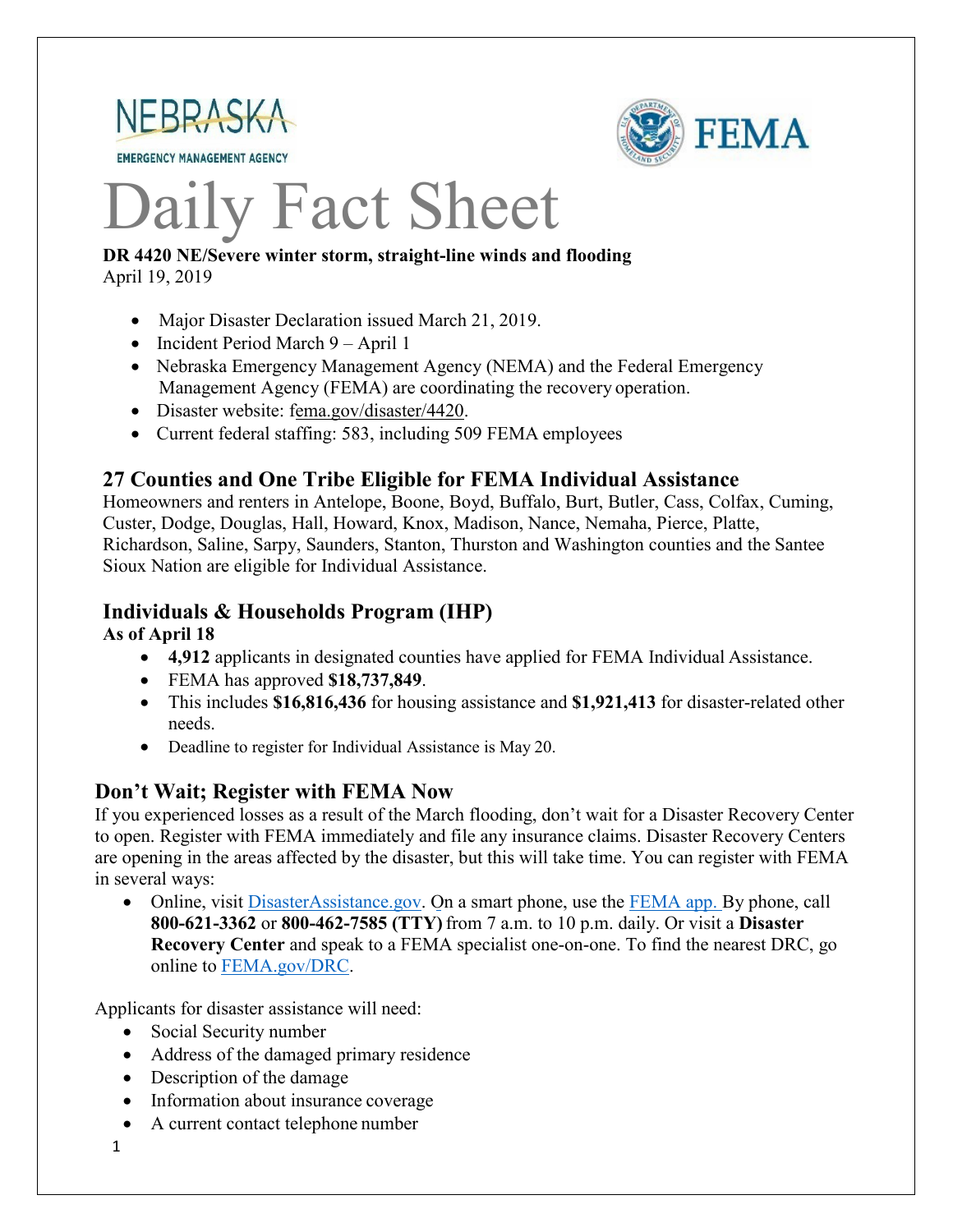NEBRASKA EMERGENCY MANAGEMENT AGENCY

FEMA

# Daily Fact Sheet

**DR 4420 NE/Severe winter storm, straight-line winds and flooding**
April 19, 2019

- Major Disaster Declaration issued March 21, 2019.
- Incident Period March 9 – April 1
- Nebraska Emergency Management Agency (NEMA) and the Federal Emergency Management Agency (FEMA) are coordinating the recovery operation.
- Disaster website: fema.gov/disaster/4420.
- Current federal staffing: 583, including 509 FEMA employees

## 27 Counties and One Tribe Eligible for FEMA Individual Assistance

Homeowners and renters in Antelope, Boone, Boyd, Buffalo, Burt, Butler, Cass, Colfax, Cuming, Custer, Dodge, Douglas, Hall, Howard, Knox, Madison, Nance, Nemaha, Pierce, Platte, Richardson, Saline, Sarpy, Saunders, Stanton, Thurston and Washington counties and the Santee Sioux Nation are eligible for Individual Assistance.

## Individuals & Households Program (IHP)

**As of April 18**

- **4,912** applicants in designated counties have applied for FEMA Individual Assistance.
- FEMA has approved **$18,737,849**.
- This includes **$16,816,436** for housing assistance and **$1,921,413** for disaster-related other needs.
- Deadline to register for Individual Assistance is May 20.

## Don't Wait; Register with FEMA Now

If you experienced losses as a result of the March flooding, don't wait for a Disaster Recovery Center to open. Register with FEMA immediately and file any insurance claims. Disaster Recovery Centers are opening in the areas affected by the disaster, but this will take time. You can register with FEMA in several ways:

- Online, visit DisasterAssistance.gov. On a smart phone, use the FEMA app. By phone, call **800-621-3362** or **800-462-7585 (TTY)** from 7 a.m. to 10 p.m. daily. Or visit a **Disaster Recovery Center** and speak to a FEMA specialist one-on-one. To find the nearest DRC, go online to FEMA.gov/DRC.

Applicants for disaster assistance will need:

- Social Security number
- Address of the damaged primary residence
- Description of the damage
- Information about insurance coverage
- A current contact telephone number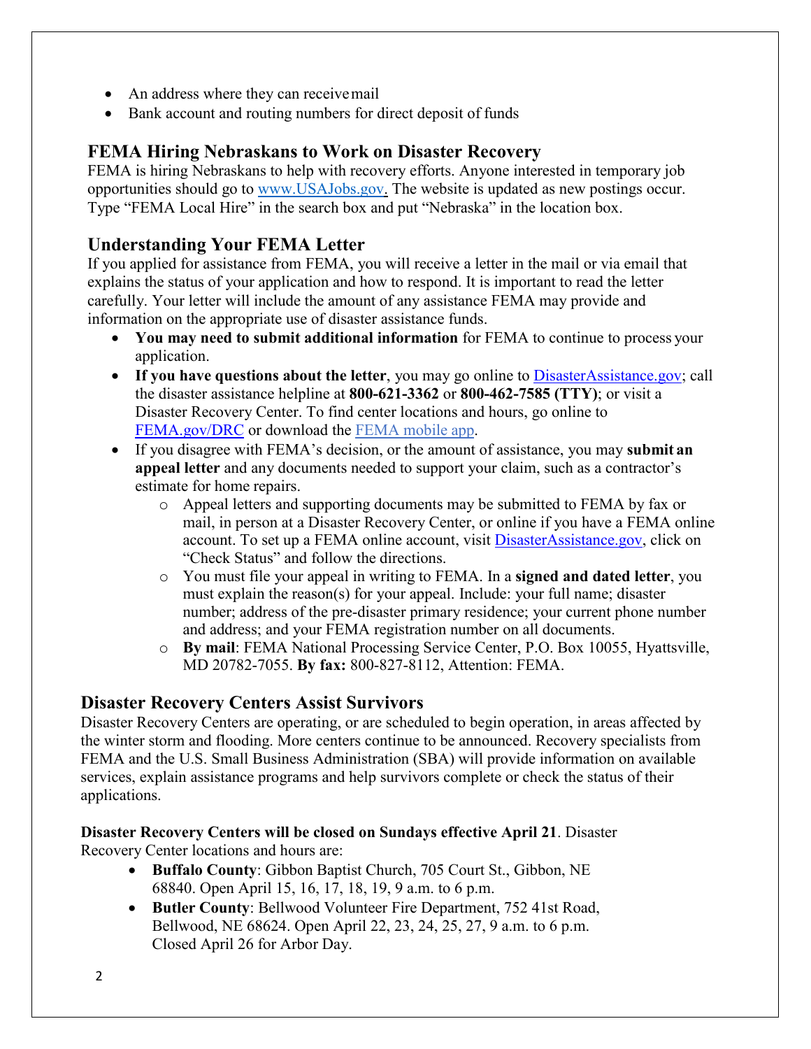- An address where they can receive mail
- Bank account and routing numbers for direct deposit of funds

## FEMA Hiring Nebraskans to Work on Disaster Recovery

FEMA is hiring Nebraskans to help with recovery efforts. Anyone interested in temporary job opportunities should go to www.USAJobs.gov. The website is updated as new postings occur. Type "FEMA Local Hire" in the search box and put "Nebraska" in the location box.

## Understanding Your FEMA Letter

If you applied for assistance from FEMA, you will receive a letter in the mail or via email that explains the status of your application and how to respond. It is important to read the letter carefully. Your letter will include the amount of any assistance FEMA may provide and information on the appropriate use of disaster assistance funds.

- **You may need to submit additional information** for FEMA to continue to process your application.
- **If you have questions about the letter**, you may go online to DisasterAssistance.gov; call the disaster assistance helpline at **800-621-3362** or **800-462-7585 (TTY)**; or visit a Disaster Recovery Center. To find center locations and hours, go online to FEMA.gov/DRC or download the FEMA mobile app.
- If you disagree with FEMA's decision, or the amount of assistance, you may **submit an appeal letter** and any documents needed to support your claim, such as a contractor's estimate for home repairs.
    - Appeal letters and supporting documents may be submitted to FEMA by fax or mail, in person at a Disaster Recovery Center, or online if you have a FEMA online account. To set up a FEMA online account, visit DisasterAssistance.gov, click on "Check Status" and follow the directions.
    - You must file your appeal in writing to FEMA. In a **signed and dated letter**, you must explain the reason(s) for your appeal. Include: your full name; disaster number; address of the pre-disaster primary residence; your current phone number and address; and your FEMA registration number on all documents.
    - **By mail**: FEMA National Processing Service Center, P.O. Box 10055, Hyattsville, MD 20782-7055. **By fax:** 800-827-8112, Attention: FEMA.

## Disaster Recovery Centers Assist Survivors

Disaster Recovery Centers are operating, or are scheduled to begin operation, in areas affected by the winter storm and flooding. More centers continue to be announced. Recovery specialists from FEMA and the U.S. Small Business Administration (SBA) will provide information on available services, explain assistance programs and help survivors complete or check the status of their applications.

**Disaster Recovery Centers will be closed on Sundays effective April 21**. Disaster Recovery Center locations and hours are:

- **Buffalo County**: Gibbon Baptist Church, 705 Court St., Gibbon, NE 68840. Open April 15, 16, 17, 18, 19, 9 a.m. to 6 p.m.
- **Butler County**: Bellwood Volunteer Fire Department, 752 41st Road, Bellwood, NE 68624. Open April 22, 23, 24, 25, 27, 9 a.m. to 6 p.m. Closed April 26 for Arbor Day.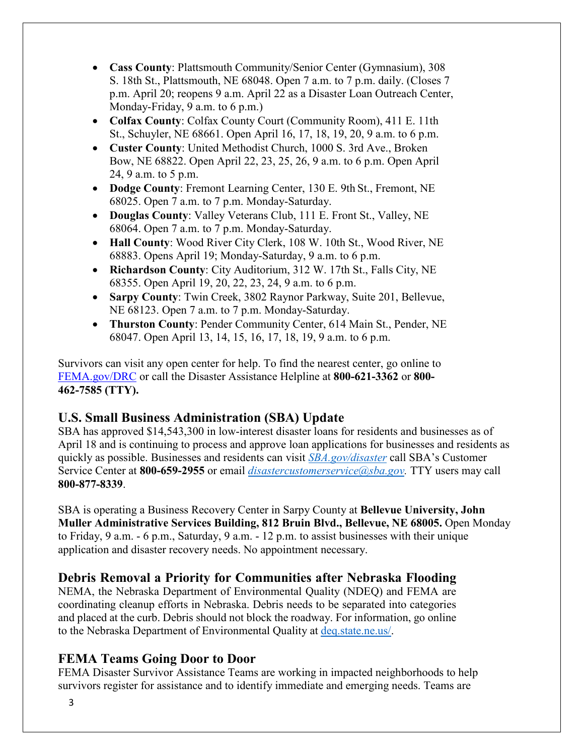- **Cass County**: Plattsmouth Community/Senior Center (Gymnasium), 308 S. 18th St., Plattsmouth, NE 68048. Open 7 a.m. to 7 p.m. daily. (Closes 7 p.m. April 20; reopens 9 a.m. April 22 as a Disaster Loan Outreach Center, Monday-Friday, 9 a.m. to 6 p.m.)
- **Colfax County**: Colfax County Court (Community Room), 411 E. 11th St., Schuyler, NE 68661. Open April 16, 17, 18, 19, 20, 9 a.m. to 6 p.m.
- **Custer County**: United Methodist Church, 1000 S. 3rd Ave., Broken Bow, NE 68822. Open April 22, 23, 25, 26, 9 a.m. to 6 p.m. Open April 24, 9 a.m. to 5 p.m.
- **Dodge County**: Fremont Learning Center, 130 E. 9th St., Fremont, NE 68025. Open 7 a.m. to 7 p.m. Monday-Saturday.
- **Douglas County**: Valley Veterans Club, 111 E. Front St., Valley, NE 68064. Open 7 a.m. to 7 p.m. Monday-Saturday.
- **Hall County**: Wood River City Clerk, 108 W. 10th St., Wood River, NE 68883. Opens April 19; Monday-Saturday, 9 a.m. to 6 p.m.
- **Richardson County**: City Auditorium, 312 W. 17th St., Falls City, NE 68355. Open April 19, 20, 22, 23, 24, 9 a.m. to 6 p.m.
- **Sarpy County**: Twin Creek, 3802 Raynor Parkway, Suite 201, Bellevue, NE 68123. Open 7 a.m. to 7 p.m. Monday-Saturday.
- **Thurston County**: Pender Community Center, 614 Main St., Pender, NE 68047. Open April 13, 14, 15, 16, 17, 18, 19, 9 a.m. to 6 p.m.

Survivors can visit any open center for help. To find the nearest center, go online to FEMA.gov/DRC or call the Disaster Assistance Helpline at **800-621-3362** or **800-462-7585 (TTY).**

## U.S. Small Business Administration (SBA) Update

SBA has approved $14,543,300 in low-interest disaster loans for residents and businesses as of April 18 and is continuing to process and approve loan applications for businesses and residents as quickly as possible. Businesses and residents can visit *SBA.gov/disaster* call SBA's Customer Service Center at **800-659-2955** or email *disastercustomerservice@sba.gov.* TTY users may call **800-877-8339**.

SBA is operating a Business Recovery Center in Sarpy County at **Bellevue University, John Muller Administrative Services Building, 812 Bruin Blvd., Bellevue, NE 68005.** Open Monday to Friday, 9 a.m. - 6 p.m., Saturday, 9 a.m. - 12 p.m. to assist businesses with their unique application and disaster recovery needs. No appointment necessary.

## Debris Removal a Priority for Communities after Nebraska Flooding

NEMA, the Nebraska Department of Environmental Quality (NDEQ) and FEMA are coordinating cleanup efforts in Nebraska. Debris needs to be separated into categories and placed at the curb. Debris should not block the roadway. For information, go online to the Nebraska Department of Environmental Quality at deq.state.ne.us/.

## FEMA Teams Going Door to Door

FEMA Disaster Survivor Assistance Teams are working in impacted neighborhoods to help survivors register for assistance and to identify immediate and emerging needs. Teams are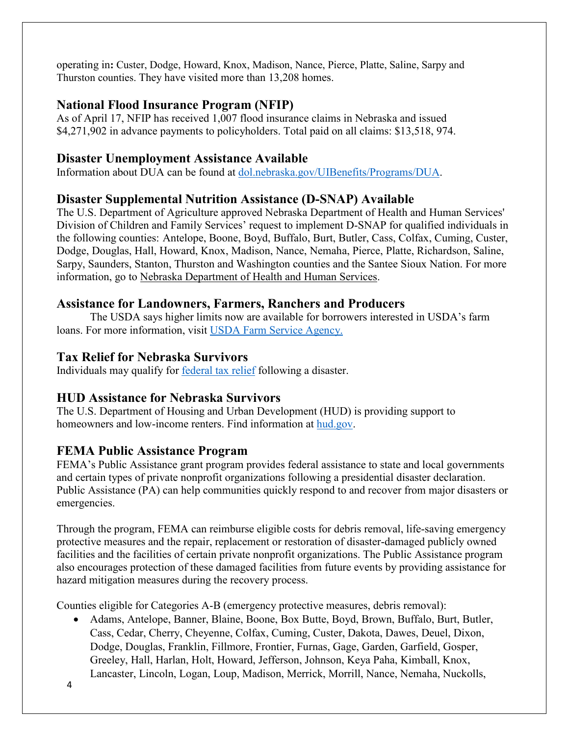operating in**:** Custer, Dodge, Howard, Knox, Madison, Nance, Pierce, Platte, Saline, Sarpy and Thurston counties. They have visited more than 13,208 homes.

## National Flood Insurance Program (NFIP)

As of April 17, NFIP has received 1,007 flood insurance claims in Nebraska and issued $4,271,902 in advance payments to policyholders. Total paid on all claims: $13,518, 974.

## Disaster Unemployment Assistance Available

Information about DUA can be found at [dol.nebraska.gov/UIBenefits/Programs/DUA](dol.nebraska.gov/UIBenefits/Programs/DUA).

## Disaster Supplemental Nutrition Assistance (D-SNAP) Available

The U.S. Department of Agriculture approved Nebraska Department of Health and Human Services' Division of Children and Family Services' request to implement D-SNAP for qualified individuals in the following counties: Antelope, Boone, Boyd, Buffalo, Burt, Butler, Cass, Colfax, Cuming, Custer, Dodge, Douglas, Hall, Howard, Knox, Madison, Nance, Nemaha, Pierce, Platte, Richardson, Saline, Sarpy, Saunders, Stanton, Thurston and Washington counties and the Santee Sioux Nation. For more information, go to Nebraska Department of Health and Human Services.

## Assistance for Landowners, Farmers, Ranchers and Producers

The USDA says higher limits now are available for borrowers interested in USDA's farm loans. For more information, visit USDA Farm Service Agency.

## Tax Relief for Nebraska Survivors

Individuals may qualify for federal tax relief following a disaster.

## HUD Assistance for Nebraska Survivors

The U.S. Department of Housing and Urban Development (HUD) is providing support to homeowners and low-income renters. Find information at hud.gov.

## FEMA Public Assistance Program

FEMA's Public Assistance grant program provides federal assistance to state and local governments and certain types of private nonprofit organizations following a presidential disaster declaration. Public Assistance (PA) can help communities quickly respond to and recover from major disasters or emergencies.

Through the program, FEMA can reimburse eligible costs for debris removal, life-saving emergency protective measures and the repair, replacement or restoration of disaster-damaged publicly owned facilities and the facilities of certain private nonprofit organizations. The Public Assistance program also encourages protection of these damaged facilities from future events by providing assistance for hazard mitigation measures during the recovery process.

Counties eligible for Categories A-B (emergency protective measures, debris removal):

- Adams, Antelope, Banner, Blaine, Boone, Box Butte, Boyd, Brown, Buffalo, Burt, Butler, Cass, Cedar, Cherry, Cheyenne, Colfax, Cuming, Custer, Dakota, Dawes, Deuel, Dixon, Dodge, Douglas, Franklin, Fillmore, Frontier, Furnas, Gage, Garden, Garfield, Gosper, Greeley, Hall, Harlan, Holt, Howard, Jefferson, Johnson, Keya Paha, Kimball, Knox, Lancaster, Lincoln, Logan, Loup, Madison, Merrick, Morrill, Nance, Nemaha, Nuckolls,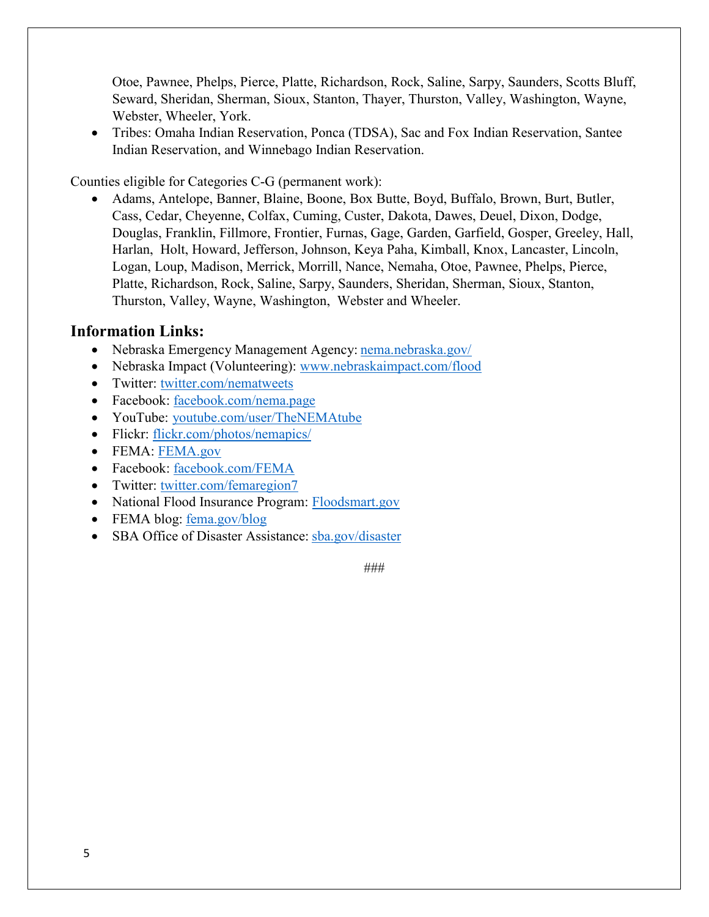Otoe, Pawnee, Phelps, Pierce, Platte, Richardson, Rock, Saline, Sarpy, Saunders, Scotts Bluff, Seward, Sheridan, Sherman, Sioux, Stanton, Thayer, Thurston, Valley, Washington, Wayne, Webster, Wheeler, York.

- Tribes: Omaha Indian Reservation, Ponca (TDSA), Sac and Fox Indian Reservation, Santee Indian Reservation, and Winnebago Indian Reservation.

Counties eligible for Categories C-G (permanent work):

- Adams, Antelope, Banner, Blaine, Boone, Box Butte, Boyd, Buffalo, Brown, Burt, Butler, Cass, Cedar, Cheyenne, Colfax, Cuming, Custer, Dakota, Dawes, Deuel, Dixon, Dodge, Douglas, Franklin, Fillmore, Frontier, Furnas, Gage, Garden, Garfield, Gosper, Greeley, Hall, Harlan, Holt, Howard, Jefferson, Johnson, Keya Paha, Kimball, Knox, Lancaster, Lincoln, Logan, Loup, Madison, Merrick, Morrill, Nance, Nemaha, Otoe, Pawnee, Phelps, Pierce, Platte, Richardson, Rock, Saline, Sarpy, Saunders, Sheridan, Sherman, Sioux, Stanton, Thurston, Valley, Wayne, Washington, Webster and Wheeler.

## Information Links:

- Nebraska Emergency Management Agency: nema.nebraska.gov/
- Nebraska Impact (Volunteering): www.nebraskaimpact.com/flood
- Twitter: twitter.com/nematweets
- Facebook: facebook.com/nema.page
- YouTube: youtube.com/user/TheNEMAtube
- Flickr: flickr.com/photos/nemapics/
- FEMA: FEMA.gov
- Facebook: facebook.com/FEMA
- Twitter: twitter.com/femaregion7
- National Flood Insurance Program: Floodsmart.gov
- FEMA blog: fema.gov/blog
- SBA Office of Disaster Assistance: sba.gov/disaster

###